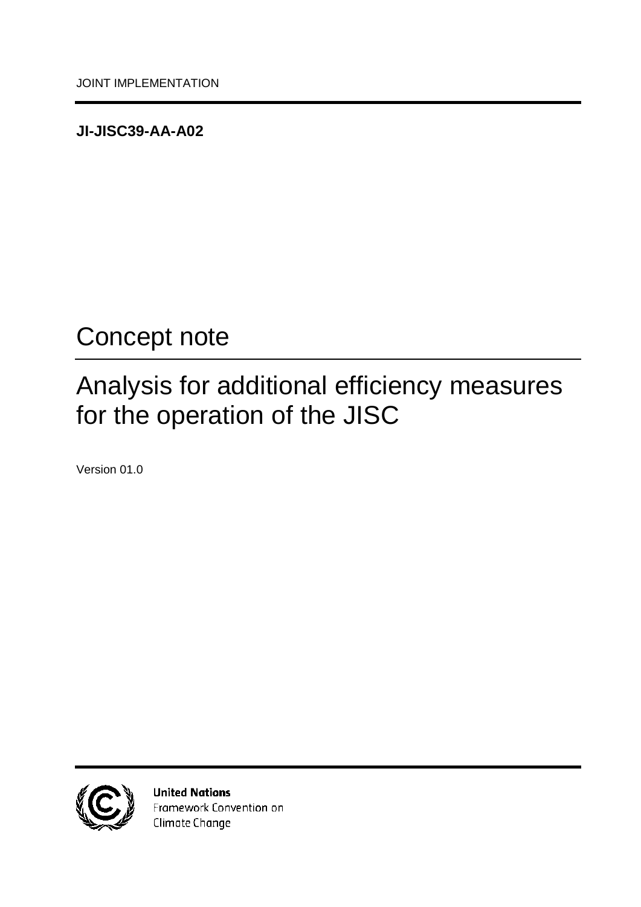JOINT IMPLEMENTATION

**JI-JISC39-AA-A02**

# Concept note

# Analysis for additional efficiency measures for the operation of the JISC

Version 01.0

**United Nations**
Framework Convention on
Climate Change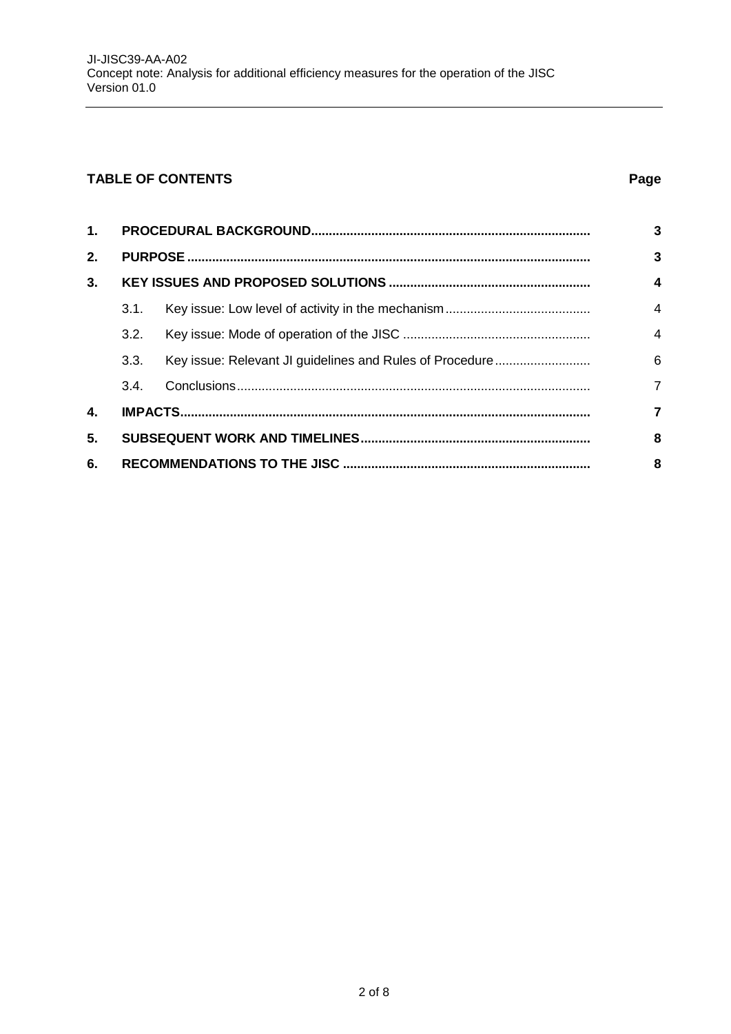## TABLE OF CONTENTS

| | | | Page |
|---|---|---|---|
| **1.** | **PROCEDURAL BACKGROUND** | | **3** |
| **2.** | **PURPOSE** | | **3** |
| **3.** | **KEY ISSUES AND PROPOSED SOLUTIONS** | | **4** |
| | 3.1. | Key issue: Low level of activity in the mechanism | 4 |
| | 3.2. | Key issue: Mode of operation of the JISC | 4 |
| | 3.3. | Key issue: Relevant JI guidelines and Rules of Procedure | 6 |
| | 3.4. | Conclusions | 7 |
| **4.** | **IMPACTS** | | **7** |
| **5.** | **SUBSEQUENT WORK AND TIMELINES** | | **8** |
| **6.** | **RECOMMENDATIONS TO THE JISC** | | **8** |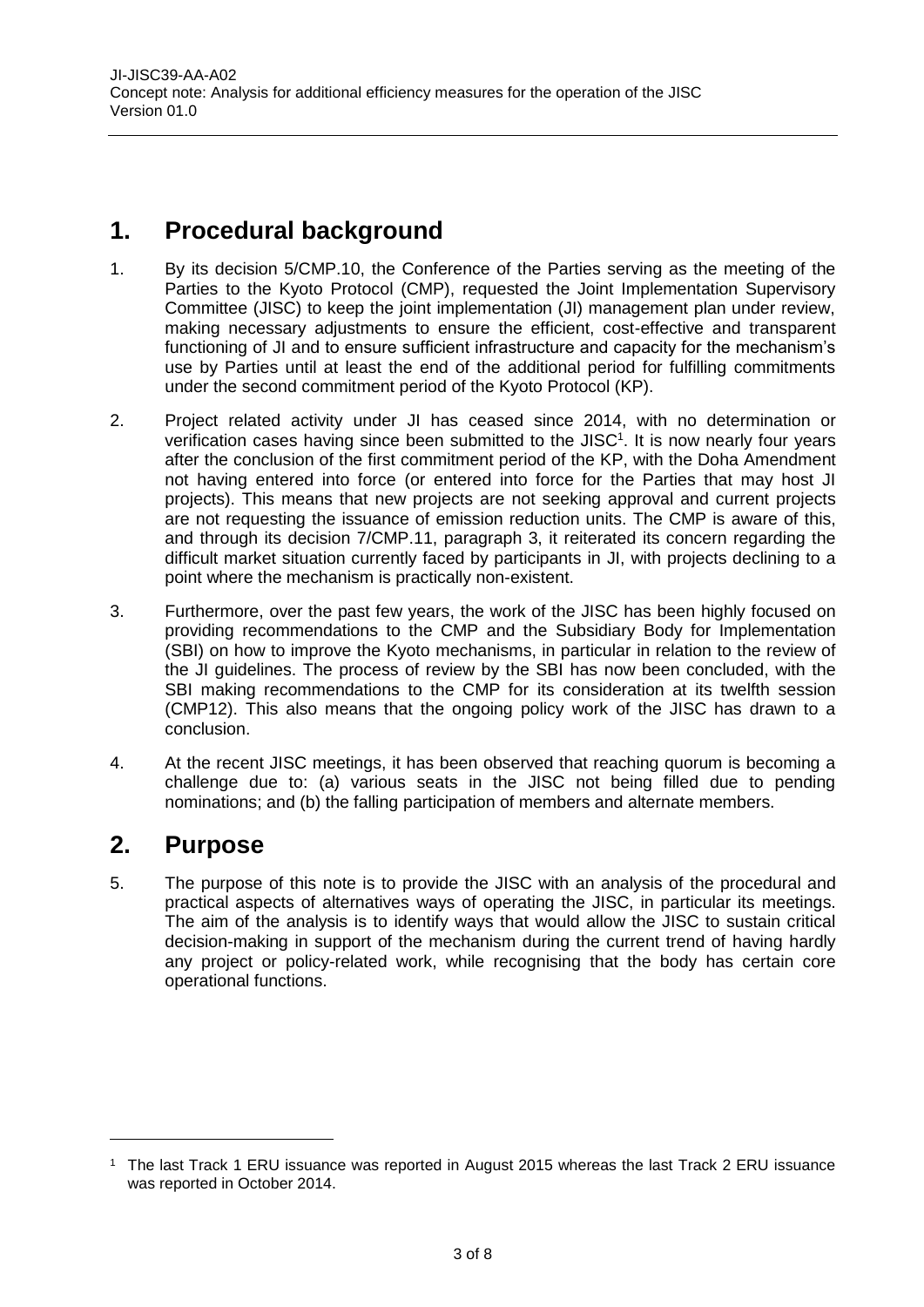## 1. Procedural background

1. By its decision 5/CMP.10, the Conference of the Parties serving as the meeting of the Parties to the Kyoto Protocol (CMP), requested the Joint Implementation Supervisory Committee (JISC) to keep the joint implementation (JI) management plan under review, making necessary adjustments to ensure the efficient, cost-effective and transparent functioning of JI and to ensure sufficient infrastructure and capacity for the mechanism's use by Parties until at least the end of the additional period for fulfilling commitments under the second commitment period of the Kyoto Protocol (KP).

2. Project related activity under JI has ceased since 2014, with no determination or verification cases having since been submitted to the JISC[1]. It is now nearly four years after the conclusion of the first commitment period of the KP, with the Doha Amendment not having entered into force (or entered into force for the Parties that may host JI projects). This means that new projects are not seeking approval and current projects are not requesting the issuance of emission reduction units. The CMP is aware of this, and through its decision 7/CMP.11, paragraph 3, it reiterated its concern regarding the difficult market situation currently faced by participants in JI, with projects declining to a point where the mechanism is practically non-existent.

3. Furthermore, over the past few years, the work of the JISC has been highly focused on providing recommendations to the CMP and the Subsidiary Body for Implementation (SBI) on how to improve the Kyoto mechanisms, in particular in relation to the review of the JI guidelines. The process of review by the SBI has now been concluded, with the SBI making recommendations to the CMP for its consideration at its twelfth session (CMP12). This also means that the ongoing policy work of the JISC has drawn to a conclusion.

4. At the recent JISC meetings, it has been observed that reaching quorum is becoming a challenge due to: (a) various seats in the JISC not being filled due to pending nominations; and (b) the falling participation of members and alternate members.

## 2. Purpose

5. The purpose of this note is to provide the JISC with an analysis of the procedural and practical aspects of alternatives ways of operating the JISC, in particular its meetings. The aim of the analysis is to identify ways that would allow the JISC to sustain critical decision-making in support of the mechanism during the current trend of having hardly any project or policy-related work, while recognising that the body has certain core operational functions.

---

[1] The last Track 1 ERU issuance was reported in August 2015 whereas the last Track 2 ERU issuance was reported in October 2014.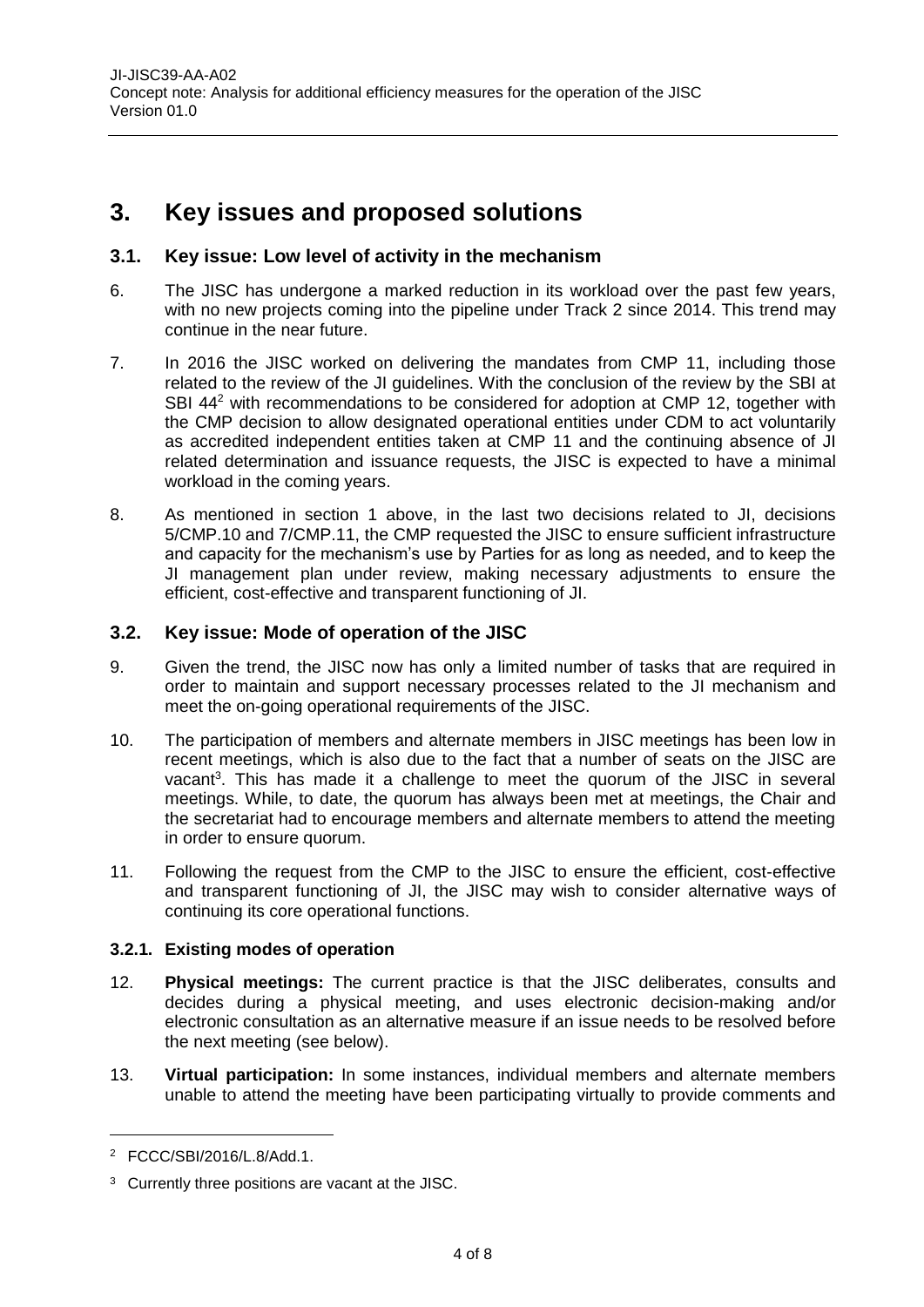# 3. Key issues and proposed solutions

## 3.1. Key issue: Low level of activity in the mechanism

6. The JISC has undergone a marked reduction in its workload over the past few years, with no new projects coming into the pipeline under Track 2 since 2014. This trend may continue in the near future.

7. In 2016 the JISC worked on delivering the mandates from CMP 11, including those related to the review of the JI guidelines. With the conclusion of the review by the SBI at SBI 44[2] with recommendations to be considered for adoption at CMP 12, together with the CMP decision to allow designated operational entities under CDM to act voluntarily as accredited independent entities taken at CMP 11 and the continuing absence of JI related determination and issuance requests, the JISC is expected to have a minimal workload in the coming years.

8. As mentioned in section 1 above, in the last two decisions related to JI, decisions 5/CMP.10 and 7/CMP.11, the CMP requested the JISC to ensure sufficient infrastructure and capacity for the mechanism's use by Parties for as long as needed, and to keep the JI management plan under review, making necessary adjustments to ensure the efficient, cost-effective and transparent functioning of JI.

## 3.2. Key issue: Mode of operation of the JISC

9. Given the trend, the JISC now has only a limited number of tasks that are required in order to maintain and support necessary processes related to the JI mechanism and meet the on-going operational requirements of the JISC.

10. The participation of members and alternate members in JISC meetings has been low in recent meetings, which is also due to the fact that a number of seats on the JISC are vacant[3]. This has made it a challenge to meet the quorum of the JISC in several meetings. While, to date, the quorum has always been met at meetings, the Chair and the secretariat had to encourage members and alternate members to attend the meeting in order to ensure quorum.

11. Following the request from the CMP to the JISC to ensure the efficient, cost-effective and transparent functioning of JI, the JISC may wish to consider alternative ways of continuing its core operational functions.

### 3.2.1. Existing modes of operation

12. **Physical meetings:** The current practice is that the JISC deliberates, consults and decides during a physical meeting, and uses electronic decision-making and/or electronic consultation as an alternative measure if an issue needs to be resolved before the next meeting (see below).

13. **Virtual participation:** In some instances, individual members and alternate members unable to attend the meeting have been participating virtually to provide comments and

[2] FCCC/SBI/2016/L.8/Add.1.

[3] Currently three positions are vacant at the JISC.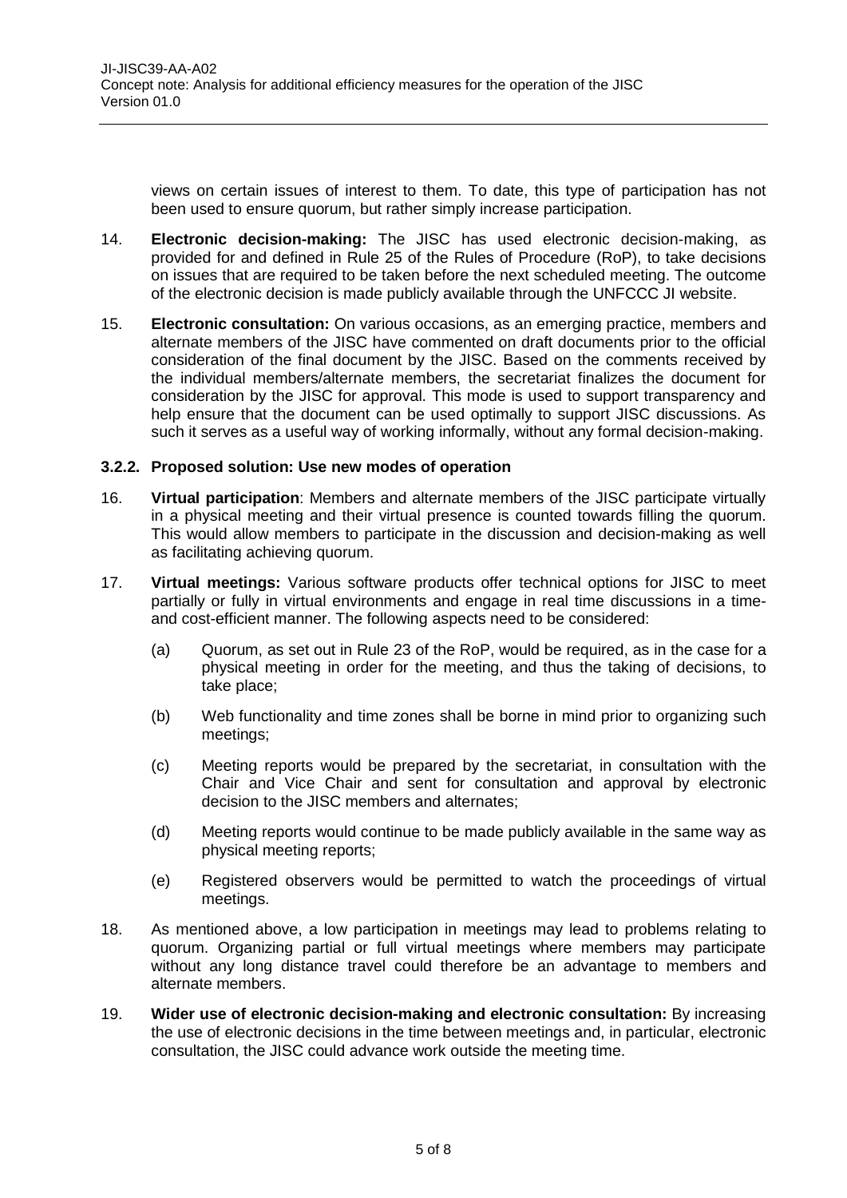views on certain issues of interest to them. To date, this type of participation has not been used to ensure quorum, but rather simply increase participation.

14. **Electronic decision-making:** The JISC has used electronic decision-making, as provided for and defined in Rule 25 of the Rules of Procedure (RoP), to take decisions on issues that are required to be taken before the next scheduled meeting. The outcome of the electronic decision is made publicly available through the UNFCCC JI website.

15. **Electronic consultation:** On various occasions, as an emerging practice, members and alternate members of the JISC have commented on draft documents prior to the official consideration of the final document by the JISC. Based on the comments received by the individual members/alternate members, the secretariat finalizes the document for consideration by the JISC for approval. This mode is used to support transparency and help ensure that the document can be used optimally to support JISC discussions. As such it serves as a useful way of working informally, without any formal decision-making.

#### 3.2.2. Proposed solution: Use new modes of operation

16. **Virtual participation**: Members and alternate members of the JISC participate virtually in a physical meeting and their virtual presence is counted towards filling the quorum. This would allow members to participate in the discussion and decision-making as well as facilitating achieving quorum.

17. **Virtual meetings:** Various software products offer technical options for JISC to meet partially or fully in virtual environments and engage in real time discussions in a time- and cost-efficient manner. The following aspects need to be considered:

    (a) Quorum, as set out in Rule 23 of the RoP, would be required, as in the case for a physical meeting in order for the meeting, and thus the taking of decisions, to take place;

    (b) Web functionality and time zones shall be borne in mind prior to organizing such meetings;

    (c) Meeting reports would be prepared by the secretariat, in consultation with the Chair and Vice Chair and sent for consultation and approval by electronic decision to the JISC members and alternates;

    (d) Meeting reports would continue to be made publicly available in the same way as physical meeting reports;

    (e) Registered observers would be permitted to watch the proceedings of virtual meetings.

18. As mentioned above, a low participation in meetings may lead to problems relating to quorum. Organizing partial or full virtual meetings where members may participate without any long distance travel could therefore be an advantage to members and alternate members.

19. **Wider use of electronic decision-making and electronic consultation:** By increasing the use of electronic decisions in the time between meetings and, in particular, electronic consultation, the JISC could advance work outside the meeting time.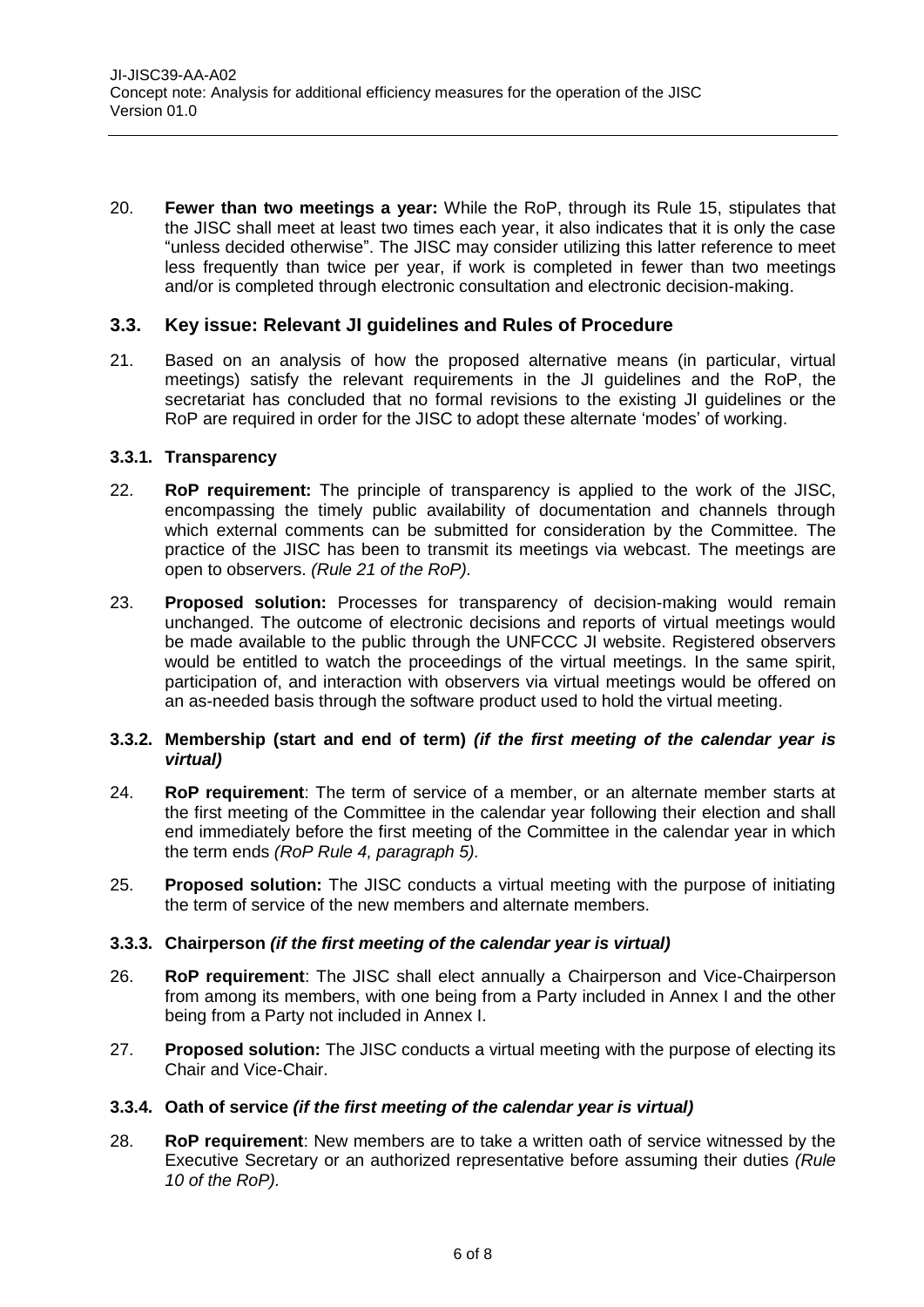20. **Fewer than two meetings a year:** While the RoP, through its Rule 15, stipulates that the JISC shall meet at least two times each year, it also indicates that it is only the case "unless decided otherwise". The JISC may consider utilizing this latter reference to meet less frequently than twice per year, if work is completed in fewer than two meetings and/or is completed through electronic consultation and electronic decision-making.

## 3.3. Key issue: Relevant JI guidelines and Rules of Procedure

21. Based on an analysis of how the proposed alternative means (in particular, virtual meetings) satisfy the relevant requirements in the JI guidelines and the RoP, the secretariat has concluded that no formal revisions to the existing JI guidelines or the RoP are required in order for the JISC to adopt these alternate 'modes' of working.

### 3.3.1. Transparency

22. **RoP requirement:** The principle of transparency is applied to the work of the JISC, encompassing the timely public availability of documentation and channels through which external comments can be submitted for consideration by the Committee. The practice of the JISC has been to transmit its meetings via webcast. The meetings are open to observers. *(Rule 21 of the RoP).*

23. **Proposed solution:** Processes for transparency of decision-making would remain unchanged. The outcome of electronic decisions and reports of virtual meetings would be made available to the public through the UNFCCC JI website. Registered observers would be entitled to watch the proceedings of the virtual meetings. In the same spirit, participation of, and interaction with observers via virtual meetings would be offered on an as-needed basis through the software product used to hold the virtual meeting.

### 3.3.2. Membership (start and end of term) *(if the first meeting of the calendar year is virtual)*

24. **RoP requirement**: The term of service of a member, or an alternate member starts at the first meeting of the Committee in the calendar year following their election and shall end immediately before the first meeting of the Committee in the calendar year in which the term ends *(RoP Rule 4, paragraph 5).*

25. **Proposed solution:** The JISC conducts a virtual meeting with the purpose of initiating the term of service of the new members and alternate members.

### 3.3.3. Chairperson *(if the first meeting of the calendar year is virtual)*

26. **RoP requirement**: The JISC shall elect annually a Chairperson and Vice-Chairperson from among its members, with one being from a Party included in Annex I and the other being from a Party not included in Annex I.

27. **Proposed solution:** The JISC conducts a virtual meeting with the purpose of electing its Chair and Vice-Chair.

### 3.3.4. Oath of service *(if the first meeting of the calendar year is virtual)*

28. **RoP requirement**: New members are to take a written oath of service witnessed by the Executive Secretary or an authorized representative before assuming their duties *(Rule 10 of the RoP).*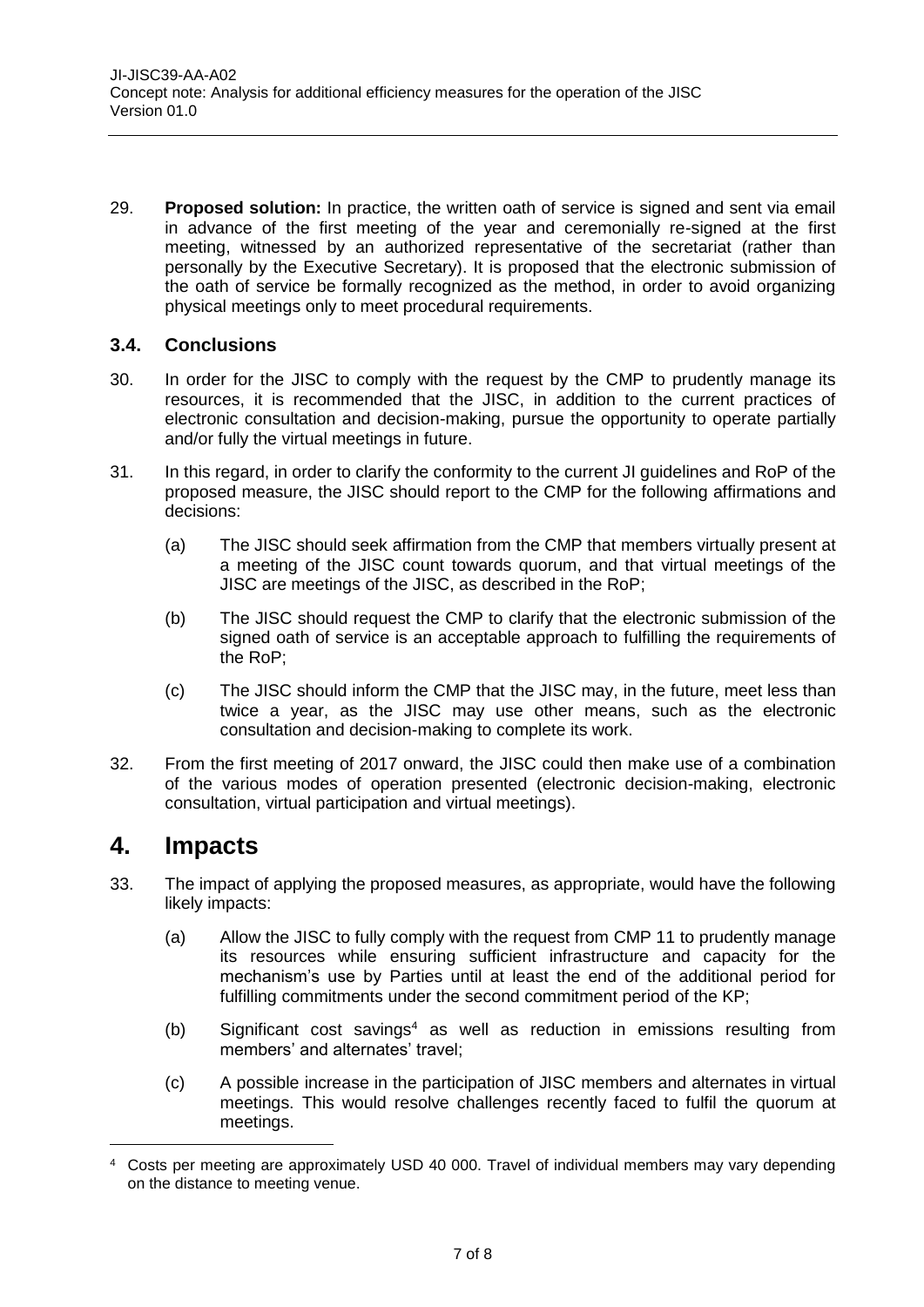29. **Proposed solution:** In practice, the written oath of service is signed and sent via email in advance of the first meeting of the year and ceremonially re-signed at the first meeting, witnessed by an authorized representative of the secretariat (rather than personally by the Executive Secretary). It is proposed that the electronic submission of the oath of service be formally recognized as the method, in order to avoid organizing physical meetings only to meet procedural requirements.

### 3.4. Conclusions

30. In order for the JISC to comply with the request by the CMP to prudently manage its resources, it is recommended that the JISC, in addition to the current practices of electronic consultation and decision-making, pursue the opportunity to operate partially and/or fully the virtual meetings in future.

31. In this regard, in order to clarify the conformity to the current JI guidelines and RoP of the proposed measure, the JISC should report to the CMP for the following affirmations and decisions:

    (a) The JISC should seek affirmation from the CMP that members virtually present at a meeting of the JISC count towards quorum, and that virtual meetings of the JISC are meetings of the JISC, as described in the RoP;

    (b) The JISC should request the CMP to clarify that the electronic submission of the signed oath of service is an acceptable approach to fulfilling the requirements of the RoP;

    (c) The JISC should inform the CMP that the JISC may, in the future, meet less than twice a year, as the JISC may use other means, such as the electronic consultation and decision-making to complete its work.

32. From the first meeting of 2017 onward, the JISC could then make use of a combination of the various modes of operation presented (electronic decision-making, electronic consultation, virtual participation and virtual meetings).

# 4. Impacts

33. The impact of applying the proposed measures, as appropriate, would have the following likely impacts:

    (a) Allow the JISC to fully comply with the request from CMP 11 to prudently manage its resources while ensuring sufficient infrastructure and capacity for the mechanism's use by Parties until at least the end of the additional period for fulfilling commitments under the second commitment period of the KP;

    (b) Significant cost savings[4] as well as reduction in emissions resulting from members' and alternates' travel;

    (c) A possible increase in the participation of JISC members and alternates in virtual meetings. This would resolve challenges recently faced to fulfil the quorum at meetings.

---

[4] Costs per meeting are approximately USD 40 000. Travel of individual members may vary depending on the distance to meeting venue.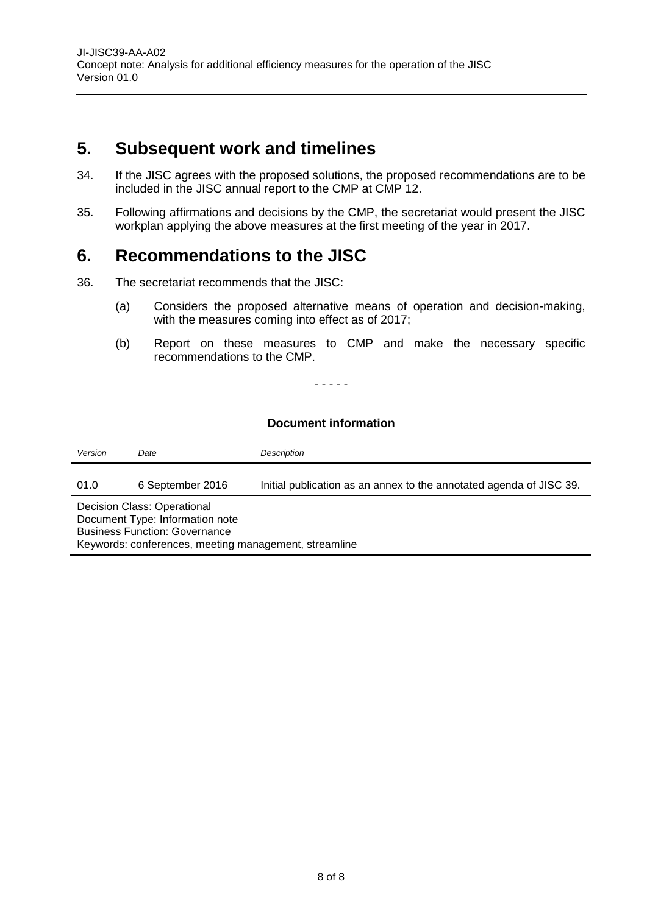## 5. Subsequent work and timelines

34. If the JISC agrees with the proposed solutions, the proposed recommendations are to be included in the JISC annual report to the CMP at CMP 12.

35. Following affirmations and decisions by the CMP, the secretariat would present the JISC workplan applying the above measures at the first meeting of the year in 2017.

## 6. Recommendations to the JISC

36. The secretariat recommends that the JISC:

    (a) Considers the proposed alternative means of operation and decision-making, with the measures coming into effect as of 2017;

    (b) Report on these measures to CMP and make the necessary specific recommendations to the CMP.

- - - - -

**Document information**

| *Version* | *Date* | *Description* |
|---|---|---|
| 01.0 | 6 September 2016 | Initial publication as an annex to the annotated agenda of JISC 39. |

Decision Class: Operational
Document Type: Information note
Business Function: Governance
Keywords: conferences, meeting management, streamline